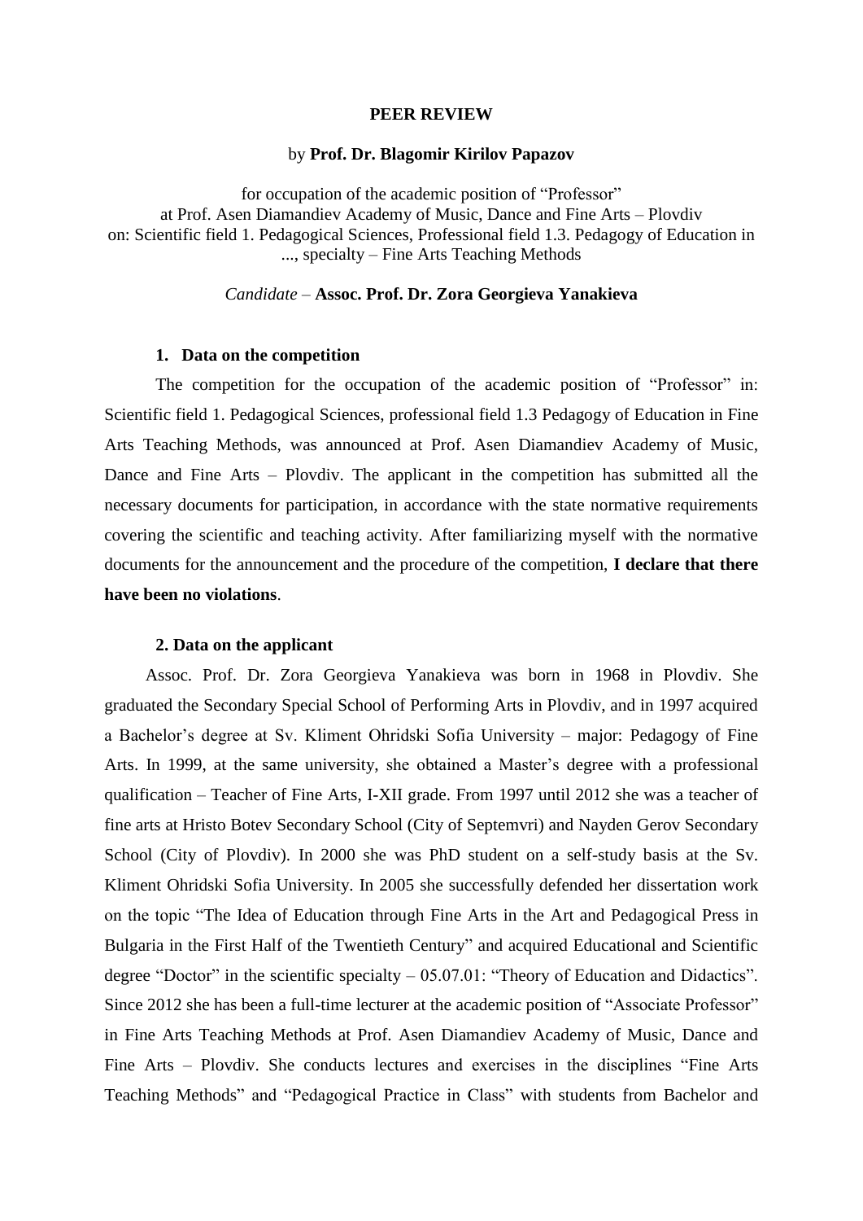# PEER REVIEW

by **Prof. Dr. Blagomir Kirilov Papazov**

for occupation of the academic position of "Professor"
at Prof. Asen Diamandiev Academy of Music, Dance and Fine Arts – Plovdiv
on: Scientific field 1. Pedagogical Sciences, Professional field 1.3. Pedagogy of Education in ..., specialty – Fine Arts Teaching Methods

*Candidate* – **Assoc. Prof. Dr. Zora Georgieva Yanakieva**

## 1. Data on the competition

The competition for the occupation of the academic position of "Professor" in: Scientific field 1. Pedagogical Sciences, professional field 1.3 Pedagogy of Education in Fine Arts Teaching Methods, was announced at Prof. Asen Diamandiev Academy of Music, Dance and Fine Arts – Plovdiv. The applicant in the competition has submitted all the necessary documents for participation, in accordance with the state normative requirements covering the scientific and teaching activity. After familiarizing myself with the normative documents for the announcement and the procedure of the competition, **I declare that there have been no violations**.

## 2. Data on the applicant

Assoc. Prof. Dr. Zora Georgieva Yanakieva was born in 1968 in Plovdiv. She graduated the Secondary Special School of Performing Arts in Plovdiv, and in 1997 acquired a Bachelor's degree at Sv. Kliment Ohridski Sofia University – major: Pedagogy of Fine Arts. In 1999, at the same university, she obtained a Master's degree with a professional qualification – Teacher of Fine Arts, I-XII grade. From 1997 until 2012 she was a teacher of fine arts at Hristo Botev Secondary School (City of Septemvri) and Nayden Gerov Secondary School (City of Plovdiv). In 2000 she was PhD student on a self-study basis at the Sv. Kliment Ohridski Sofia University. In 2005 she successfully defended her dissertation work on the topic "The Idea of Education through Fine Arts in the Art and Pedagogical Press in Bulgaria in the First Half of the Twentieth Century" and acquired Educational and Scientific degree "Doctor" in the scientific specialty – 05.07.01: "Theory of Education and Didactics". Since 2012 she has been a full-time lecturer at the academic position of "Associate Professor" in Fine Arts Teaching Methods at Prof. Asen Diamandiev Academy of Music, Dance and Fine Arts – Plovdiv. She conducts lectures and exercises in the disciplines "Fine Arts Teaching Methods" and "Pedagogical Practice in Class" with students from Bachelor and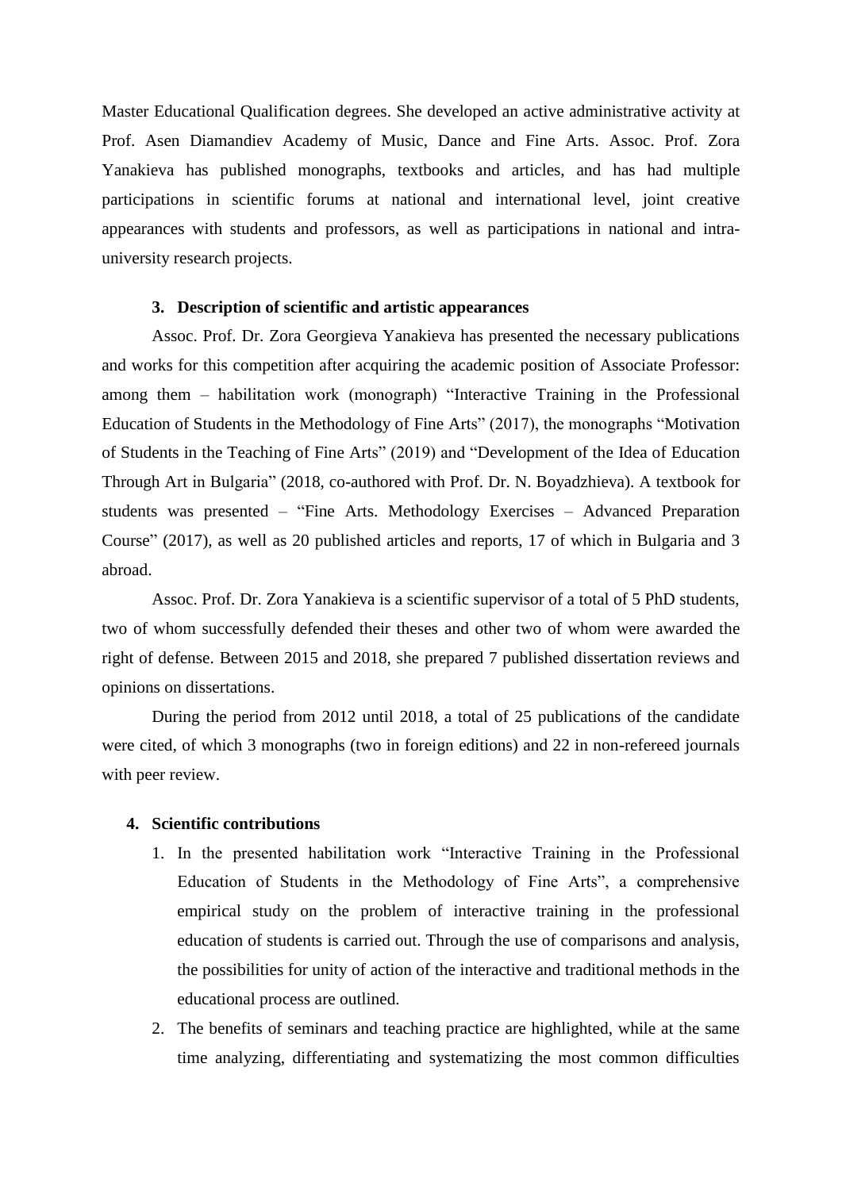Master Educational Qualification degrees. She developed an active administrative activity at Prof. Asen Diamandiev Academy of Music, Dance and Fine Arts. Assoc. Prof. Zora Yanakieva has published monographs, textbooks and articles, and has had multiple participations in scientific forums at national and international level, joint creative appearances with students and professors, as well as participations in national and intra-university research projects.

### 3. Description of scientific and artistic appearances

Assoc. Prof. Dr. Zora Georgieva Yanakieva has presented the necessary publications and works for this competition after acquiring the academic position of Associate Professor: among them – habilitation work (monograph) "Interactive Training in the Professional Education of Students in the Methodology of Fine Arts" (2017), the monographs "Motivation of Students in the Teaching of Fine Arts" (2019) and "Development of the Idea of Education Through Art in Bulgaria" (2018, co-authored with Prof. Dr. N. Boyadzhieva). A textbook for students was presented – "Fine Arts. Methodology Exercises – Advanced Preparation Course" (2017), as well as 20 published articles and reports, 17 of which in Bulgaria and 3 abroad.

Assoc. Prof. Dr. Zora Yanakieva is a scientific supervisor of a total of 5 PhD students, two of whom successfully defended their theses and other two of whom were awarded the right of defense. Between 2015 and 2018, she prepared 7 published dissertation reviews and opinions on dissertations.

During the period from 2012 until 2018, a total of 25 publications of the candidate were cited, of which 3 monographs (two in foreign editions) and 22 in non-refereed journals with peer review.

### 4. Scientific contributions

1. In the presented habilitation work "Interactive Training in the Professional Education of Students in the Methodology of Fine Arts", a comprehensive empirical study on the problem of interactive training in the professional education of students is carried out. Through the use of comparisons and analysis, the possibilities for unity of action of the interactive and traditional methods in the educational process are outlined.
2. The benefits of seminars and teaching practice are highlighted, while at the same time analyzing, differentiating and systematizing the most common difficulties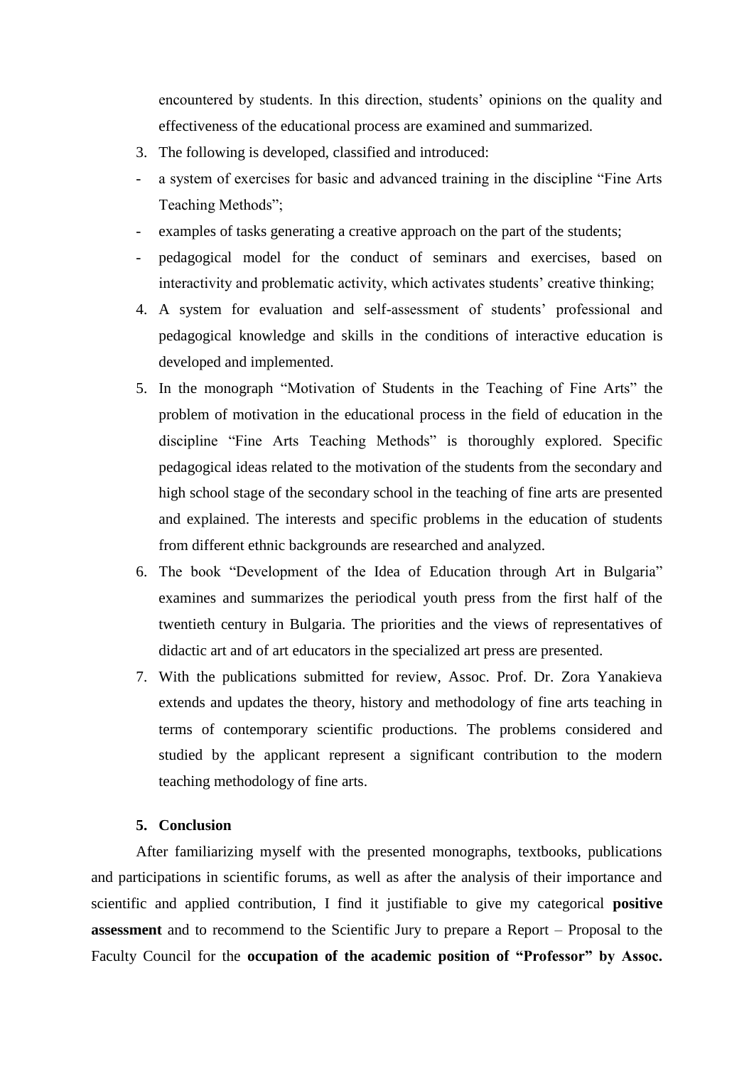encountered by students. In this direction, students' opinions on the quality and effectiveness of the educational process are examined and summarized.

3. The following is developed, classified and introduced:

- a system of exercises for basic and advanced training in the discipline "Fine Arts Teaching Methods";
- examples of tasks generating a creative approach on the part of the students;
- pedagogical model for the conduct of seminars and exercises, based on interactivity and problematic activity, which activates students' creative thinking;

4. A system for evaluation and self-assessment of students' professional and pedagogical knowledge and skills in the conditions of interactive education is developed and implemented.
5. In the monograph "Motivation of Students in the Teaching of Fine Arts" the problem of motivation in the educational process in the field of education in the discipline "Fine Arts Teaching Methods" is thoroughly explored. Specific pedagogical ideas related to the motivation of the students from the secondary and high school stage of the secondary school in the teaching of fine arts are presented and explained. The interests and specific problems in the education of students from different ethnic backgrounds are researched and analyzed.
6. The book "Development of the Idea of Education through Art in Bulgaria" examines and summarizes the periodical youth press from the first half of the twentieth century in Bulgaria. The priorities and the views of representatives of didactic art and of art educators in the specialized art press are presented.
7. With the publications submitted for review, Assoc. Prof. Dr. Zora Yanakieva extends and updates the theory, history and methodology of fine arts teaching in terms of contemporary scientific productions. The problems considered and studied by the applicant represent a significant contribution to the modern teaching methodology of fine arts.

### 5. Conclusion

After familiarizing myself with the presented monographs, textbooks, publications and participations in scientific forums, as well as after the analysis of their importance and scientific and applied contribution, I find it justifiable to give my categorical **positive assessment** and to recommend to the Scientific Jury to prepare a Report – Proposal to the Faculty Council for the **occupation of the academic position of "Professor" by Assoc.**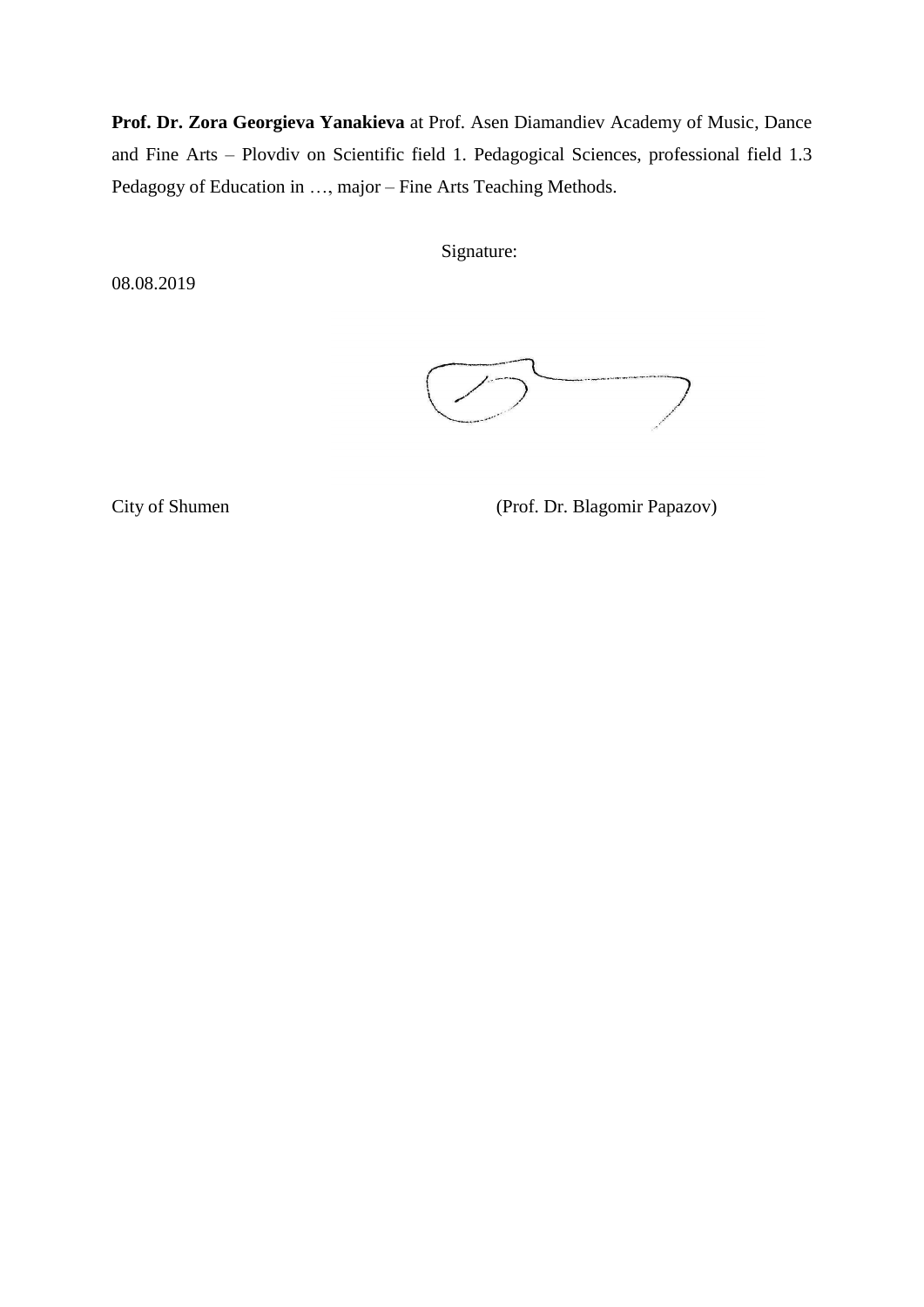**Prof. Dr. Zora Georgieva Yanakieva** at Prof. Asen Diamandiev Academy of Music, Dance and Fine Arts – Plovdiv on Scientific field 1. Pedagogical Sciences, professional field 1.3 Pedagogy of Education in …, major – Fine Arts Teaching Methods.

Signature:

08.08.2019

City of Shumen (Prof. Dr. Blagomir Papazov)